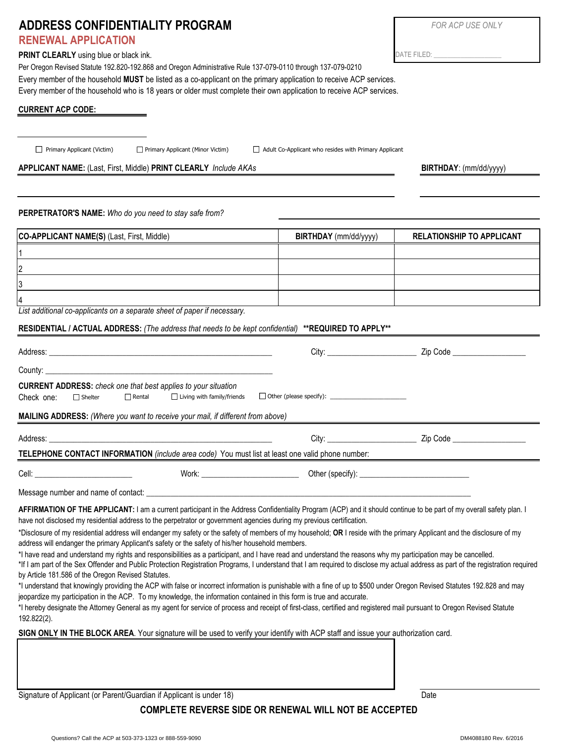# ADDRESS CONFIDENTIALITY PROGRAM

## RENEWAL APPLICATION

FOR ACP USE ONLY

DATE FILED: ___________________

**PRINT CLEARLY** using blue or black ink.

Per Oregon Revised Statute 192.820-192.868 and Oregon Administrative Rule 137-079-0110 through 137-079-0210

Every member of the household **MUST** be listed as a co-applicant on the primary application to receive ACP services.

Every member of the household who is 18 years or older must complete their own application to receive ACP services.

**CURRENT ACP CODE:** ___________________

☐ Primary Applicant (Victim) ☐ Primary Applicant (Minor Victim) ☐ Adult Co-Applicant who resides with Primary Applicant

**APPLICANT NAME:** (Last, First, Middle) **PRINT CLEARLY** *Include AKAs* ___________________

**BIRTHDAY**: (mm/dd/yyyy) ___________________

**PERPETRATOR'S NAME:** *Who do you need to stay safe from?* ___________________

| CO-APPLICANT NAME(S) (Last, First, Middle) | BIRTHDAY (mm/dd/yyyy) | RELATIONSHIP TO APPLICANT |
|---|---|---|
| 1 | | |
| 2 | | |
| 3 | | |
| 4 | | |

*List additional co-applicants on a separate sheet of paper if necessary.*

**RESIDENTIAL / ACTUAL ADDRESS:** *(The address that needs to be kept confidential)* **\*\*REQUIRED TO APPLY\*\***

Address: ___________________ City: ___________________ Zip Code ___________________

County: ___________________

**CURRENT ADDRESS:** *check one that best applies to your situation*

Check one: ☐ Shelter ☐ Rental ☐ Living with family/friends ☐ Other (please specify): ___________________

**MAILING ADDRESS:** *(Where you want to receive your mail, if different from above)*

Address: ___________________ City: ___________________ Zip Code ___________________

**TELEPHONE CONTACT INFORMATION** *(include area code)* You must list at least one valid phone number:

Cell: ___________________ Work: ___________________ Other (specify): ___________________

Message number and name of contact: ___________________

**AFFIRMATION OF THE APPLICANT:** I am a current participant in the Address Confidentiality Program (ACP) and it should continue to be part of my overall safety plan. I have not disclosed my residential address to the perpetrator or government agencies during my previous certification.

*Disclosure of my residential address will endanger my safety or the safety of members of my household; **OR** I reside with the primary Applicant and the disclosure of my address will endanger the primary Applicant's safety or the safety of his/her household members.

*I have read and understand my rights and responsibilities as a participant, and I have read and understand the reasons why my participation may be cancelled.

*If I am part of the Sex Offender and Public Protection Registration Programs, I understand that I am required to disclose my actual address as part of the registration required by Article 181.586 of the Oregon Revised Statutes.

*I understand that knowingly providing the ACP with false or incorrect information is punishable with a fine of up to $500 under Oregon Revised Statutes 192.828 and may jeopardize my participation in the ACP. To my knowledge, the information contained in this form is true and accurate.

*I hereby designate the Attorney General as my agent for service of process and receipt of first-class, certified and registered mail pursuant to Oregon Revised Statute 192.822(2).

**SIGN ONLY IN THE BLOCK AREA**. Your signature will be used to verify your identify with ACP staff and issue your authorization card.

Signature of Applicant (or Parent/Guardian if Applicant is under 18) ___________________ Date ___________________

**COMPLETE REVERSE SIDE OR RENEWAL WILL NOT BE ACCEPTED**

Questions? Call the ACP at 503-373-1323 or 888-559-9090

DM4088180 Rev. 6/2016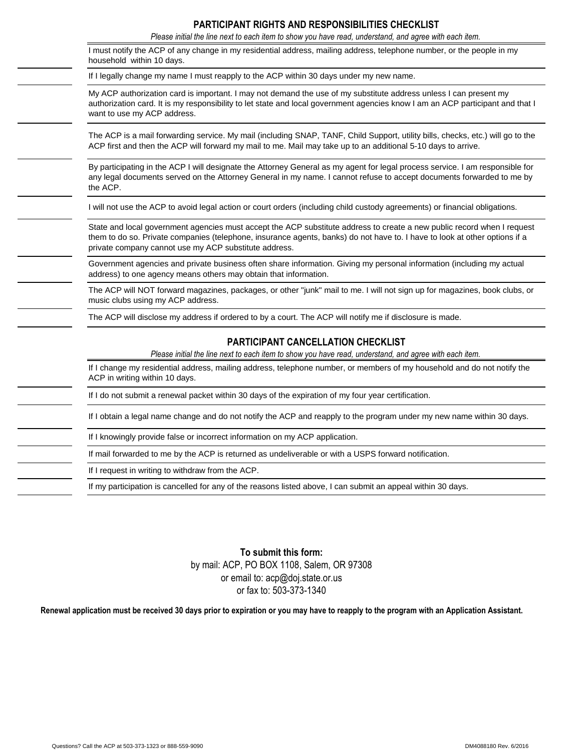## PARTICIPANT RIGHTS AND RESPONSIBILITIES CHECKLIST

*Please initial the line next to each item to show you have read, understand, and agree with each item.*

| | |
|---|---|
| | I must notify the ACP of any change in my residential address, mailing address, telephone number, or the people in my household within 10 days. |
| | If I legally change my name I must reapply to the ACP within 30 days under my new name. |
| | My ACP authorization card is important. I may not demand the use of my substitute address unless I can present my authorization card. It is my responsibility to let state and local government agencies know I am an ACP participant and that I want to use my ACP address. |
| | The ACP is a mail forwarding service. My mail (including SNAP, TANF, Child Support, utility bills, checks, etc.) will go to the ACP first and then the ACP will forward my mail to me. Mail may take up to an additional 5-10 days to arrive. |
| | By participating in the ACP I will designate the Attorney General as my agent for legal process service. I am responsible for any legal documents served on the Attorney General in my name. I cannot refuse to accept documents forwarded to me by the ACP. |
| | I will not use the ACP to avoid legal action or court orders (including child custody agreements) or financial obligations. |
| | State and local government agencies must accept the ACP substitute address to create a new public record when I request them to do so. Private companies (telephone, insurance agents, banks) do not have to. I have to look at other options if a private company cannot use my ACP substitute address. |
| | Government agencies and private business often share information. Giving my personal information (including my actual address) to one agency means others may obtain that information. |
| | The ACP will NOT forward magazines, packages, or other "junk" mail to me. I will not sign up for magazines, book clubs, or music clubs using my ACP address. |
| | The ACP will disclose my address if ordered to by a court. The ACP will notify me if disclosure is made. |

## PARTICIPANT CANCELLATION CHECKLIST

*Please initial the line next to each item to show you have read, understand, and agree with each item.*

| | |
|---|---|
| | If I change my residential address, mailing address, telephone number, or members of my household and do not notify the ACP in writing within 10 days. |
| | If I do not submit a renewal packet within 30 days of the expiration of my four year certification. |
| | If I obtain a legal name change and do not notify the ACP and reapply to the program under my new name within 30 days. |
| | If I knowingly provide false or incorrect information on my ACP application. |
| | If mail forwarded to me by the ACP is returned as undeliverable or with a USPS forward notification. |
| | If I request in writing to withdraw from the ACP. |
| | If my participation is cancelled for any of the reasons listed above, I can submit an appeal within 30 days. |

**To submit this form:**
by mail: ACP, PO BOX 1108, Salem, OR 97308
or email to: acp@doj.state.or.us
or fax to: 503-373-1340

**Renewal application must be received 30 days prior to expiration or you may have to reapply to the program with an Application Assistant.**

Questions? Call the ACP at 503-373-1323 or 888-559-9090

DM4088180 Rev. 6/2016